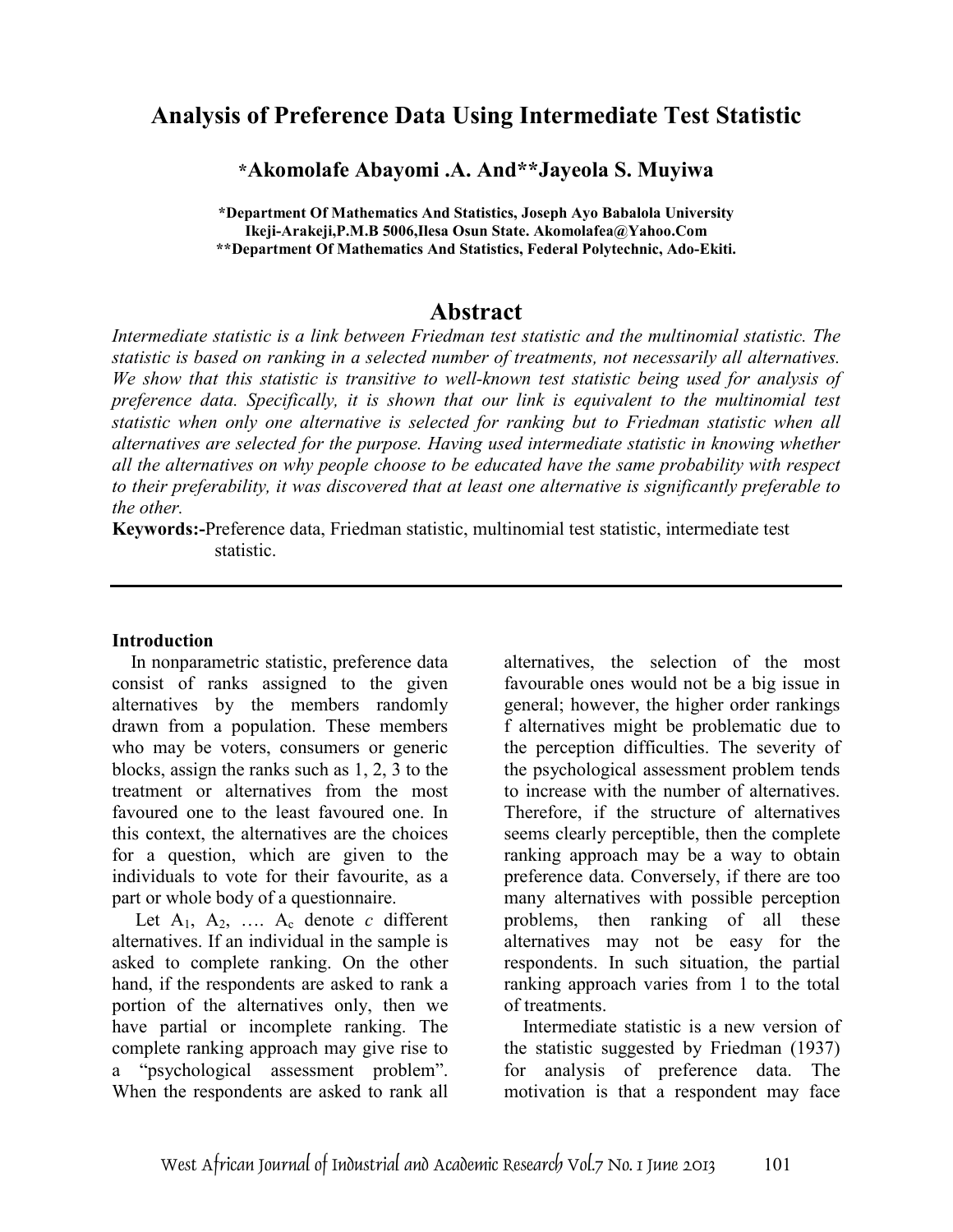# Analysis of Preference Data Using Intermediate Test Statistic

**\*Akomolafe Abayomi .A. And\*\*Jayeola S. Muyiwa**

**\*Department Of Mathematics And Statistics, Joseph Ayo Babalola University Ikeji-Arakeji,P.M.B 5006,Ilesa Osun State. Akomolafea@Yahoo.Com**
**\*\*Department Of Mathematics And Statistics, Federal Polytechnic, Ado-Ekiti.**

## Abstract

*Intermediate statistic is a link between Friedman test statistic and the multinomial statistic. The statistic is based on ranking in a selected number of treatments, not necessarily all alternatives. We show that this statistic is transitive to well-known test statistic being used for analysis of preference data. Specifically, it is shown that our link is equivalent to the multinomial test statistic when only one alternative is selected for ranking but to Friedman statistic when all alternatives are selected for the purpose. Having used intermediate statistic in knowing whether all the alternatives on why people choose to be educated have the same probability with respect to their preferability, it was discovered that at least one alternative is significantly preferable to the other.*

**Keywords:-**Preference data, Friedman statistic, multinomial test statistic, intermediate test statistic.

---

### Introduction

In nonparametric statistic, preference data consist of ranks assigned to the given alternatives by the members randomly drawn from a population. These members who may be voters, consumers or generic blocks, assign the ranks such as 1, 2, 3 to the treatment or alternatives from the most favoured one to the least favoured one. In this context, the alternatives are the choices for a question, which are given to the individuals to vote for their favourite, as a part or whole body of a questionnaire.

Let $A_1$, $A_2$, …. $A_c$ denote *c* different alternatives. If an individual in the sample is asked to complete ranking. On the other hand, if the respondents are asked to rank a portion of the alternatives only, then we have partial or incomplete ranking. The complete ranking approach may give rise to a "psychological assessment problem". When the respondents are asked to rank all alternatives, the selection of the most favourable ones would not be a big issue in general; however, the higher order rankings f alternatives might be problematic due to the perception difficulties. The severity of the psychological assessment problem tends to increase with the number of alternatives. Therefore, if the structure of alternatives seems clearly perceptible, then the complete ranking approach may be a way to obtain preference data. Conversely, if there are too many alternatives with possible perception problems, then ranking of all these alternatives may not be easy for the respondents. In such situation, the partial ranking approach varies from 1 to the total of treatments.

Intermediate statistic is a new version of the statistic suggested by Friedman (1937) for analysis of preference data. The motivation is that a respondent may face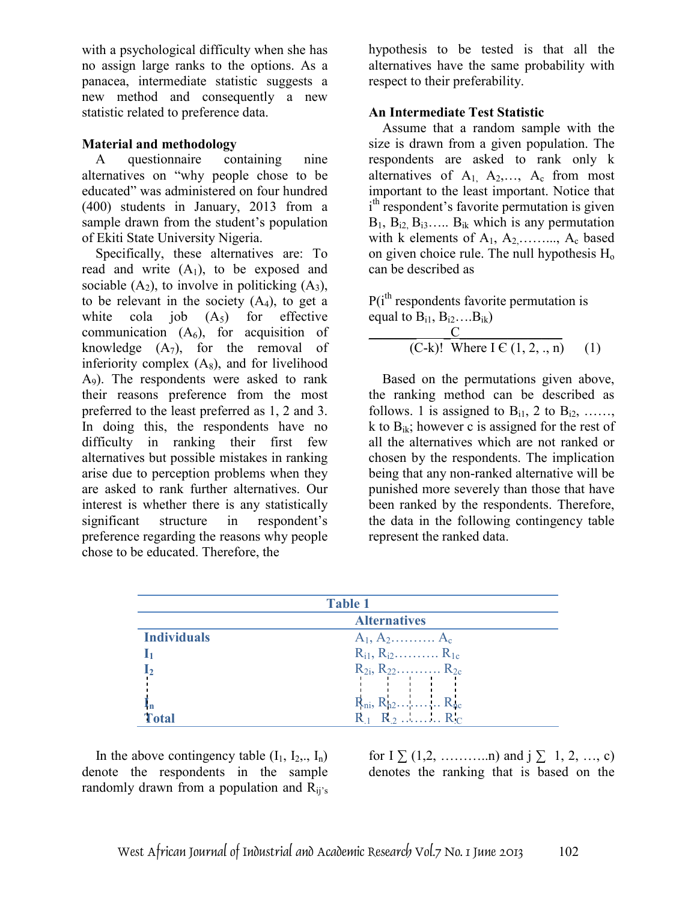with a psychological difficulty when she has no assign large ranks to the options. As a panacea, intermediate statistic suggests a new method and consequently a new statistic related to preference data.

### Material and methodology

A questionnaire containing nine alternatives on "why people chose to be educated" was administered on four hundred (400) students in January, 2013 from a sample drawn from the student's population of Ekiti State University Nigeria.

Specifically, these alternatives are: To read and write ($A_1$), to be exposed and sociable ($A_2$), to involve in politicking ($A_3$), to be relevant in the society ($A_4$), to get a white cola job ($A_5$) for effective communication ($A_6$), for acquisition of knowledge ($A_7$), for the removal of inferiority complex ($A_8$), and for livelihood $A_9$). The respondents were asked to rank their reasons preference from the most preferred to the least preferred as 1, 2 and 3. In doing this, the respondents have no difficulty in ranking their first few alternatives but possible mistakes in ranking arise due to perception problems when they are asked to rank further alternatives. Our interest is whether there is any statistically significant structure in respondent's preference regarding the reasons why people chose to be educated. Therefore, the hypothesis to be tested is that all the alternatives have the same probability with respect to their preferability.

### An Intermediate Test Statistic

Assume that a random sample with the size is drawn from a given population. The respondents are asked to rank only k alternatives of $A_1, A_2, \ldots, A_c$ from most important to the least important. Notice that $i^{th}$ respondent's favorite permutation is given $B_1, B_{i2}, B_{i3} \ldots B_{ik}$ which is any permutation with k elements of $A_1, A_2, \ldots, A_c$ based on given choice rule. The null hypothesis $H_o$ can be described as

$$P(i^{th} \text{ respondents favorite permutation is equal to } B_{i1}, B_{i2} \ldots B_{ik}) \quad \frac{C}{(C-k)!} \quad \text{Where } I \in (1, 2, ., n) \qquad (1)$$

Based on the permutations given above, the ranking method can be described as follows. 1 is assigned to $B_{i1}$, 2 to $B_{i2}$, ……, k to $B_{ik}$; however c is assigned for the rest of all the alternatives which are not ranked or chosen by the respondents. The implication being that any non-ranked alternative will be punished more severely than those that have been ranked by the respondents. Therefore, the data in the following contingency table represent the ranked data.

**Table 1**

| Individuals | Alternatives |
|---|---|
| | $A_1, A_2 \ldots\ldots\ldots A_c$ |
| $I_1$ | $R_{i1}, R_{i2} \ldots\ldots\ldots R_{1c}$ |
| $I_2$ | $R_{2i}, R_{22} \ldots\ldots\ldots R_{2c}$ |
| ⋮ | ⋮ |
| $I_n$ | $R_{ni}, R_{n2} \ldots\ldots\ldots R_{nc}$ |
| Total | $R_{.1} \quad R_{.2} \ldots\ldots\ldots R_{.C}$ |

In the above contingency table ($I_1, I_2, ., I_n$) denote the respondents in the sample randomly drawn from a population and $R_{ij's}$ for $I \sum (1,2, \ldots\ldots\ldots n)$ and $j \sum 1, 2, \ldots, c)$ denotes the ranking that is based on the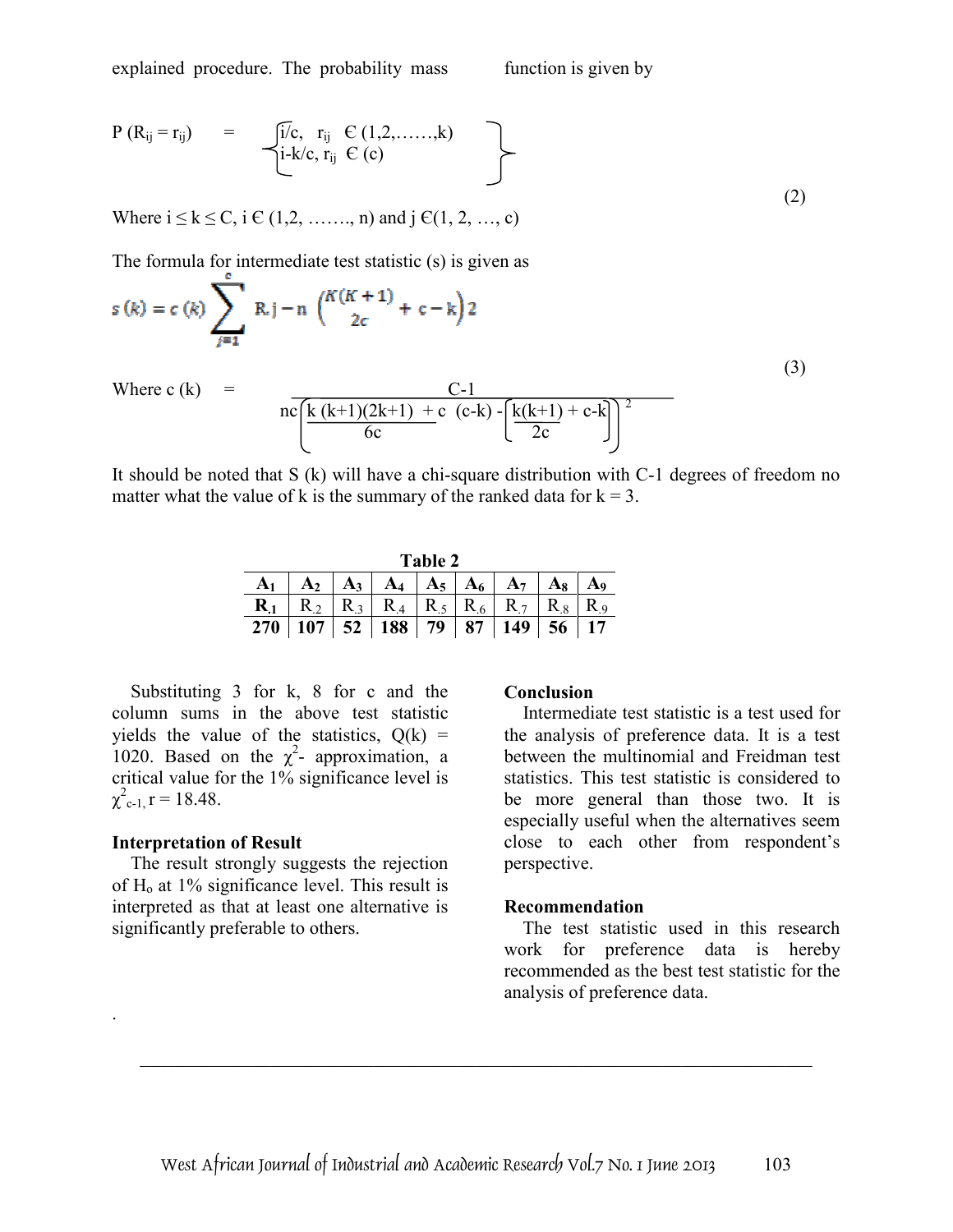explained procedure. The probability mass function is given by

$$P(R_{ij} = r_{ij}) = \begin{cases} i/c, & r_{ij} \in (1,2,\ldots\ldots,k) \\ i\text{-}k/c, & r_{ij} \in (c) \end{cases} \tag{2}$$

Where $i \leq k \leq C$, $i \in (1,2, \ldots\ldots., n)$ and $j \in (1, 2, \ldots, c)$

The formula for intermediate test statistic (s) is given as

$$s(k) = c(k) \sum_{j=1}^{c} R.j - n\left(\frac{K(K+1)}{2c} + c - k\right)2 \tag{3}$$

$$\text{Where } c(k) = \frac{C-1}{nc\left(\frac{k(k+1)(2k+1)}{6c} + c(c-k) - \left[\frac{k(k+1)}{2c} + c\text{-}k\right]^2\right)}$$

It should be noted that S (k) will have a chi-square distribution with C-1 degrees of freedom no matter what the value of k is the summary of the ranked data for k = 3.

**Table 2**

| $A_1$ | $A_2$ | $A_3$ | $A_4$ | $A_5$ | $A_6$ | $A_7$ | $A_8$ | $A_9$ |
|---|---|---|---|---|---|---|---|---|
| $R_{.1}$ | $R_{.2}$ | $R_{.3}$ | $R_{.4}$ | $R_{.5}$ | $R_{.6}$ | $R_{.7}$ | $R_{.8}$ | $R_{.9}$ |
| **270** | **107** | **52** | **188** | **79** | **87** | **149** | **56** | **17** |

Substituting 3 for k, 8 for c and the column sums in the above test statistic yields the value of the statistics, Q(k) = 1020. Based on the $\chi^2$- approximation, a critical value for the 1% significance level is $\chi^2_{c-1,}\, r = 18.48$.

### Interpretation of Result

The result strongly suggests the rejection of $H_o$ at 1% significance level. This result is interpreted as that at least one alternative is significantly preferable to others.

### Conclusion

Intermediate test statistic is a test used for the analysis of preference data. It is a test between the multinomial and Freidman test statistics. This test statistic is considered to be more general than those two. It is especially useful when the alternatives seem close to each other from respondent's perspective.

### Recommendation

The test statistic used in this research work for preference data is hereby recommended as the best test statistic for the analysis of preference data.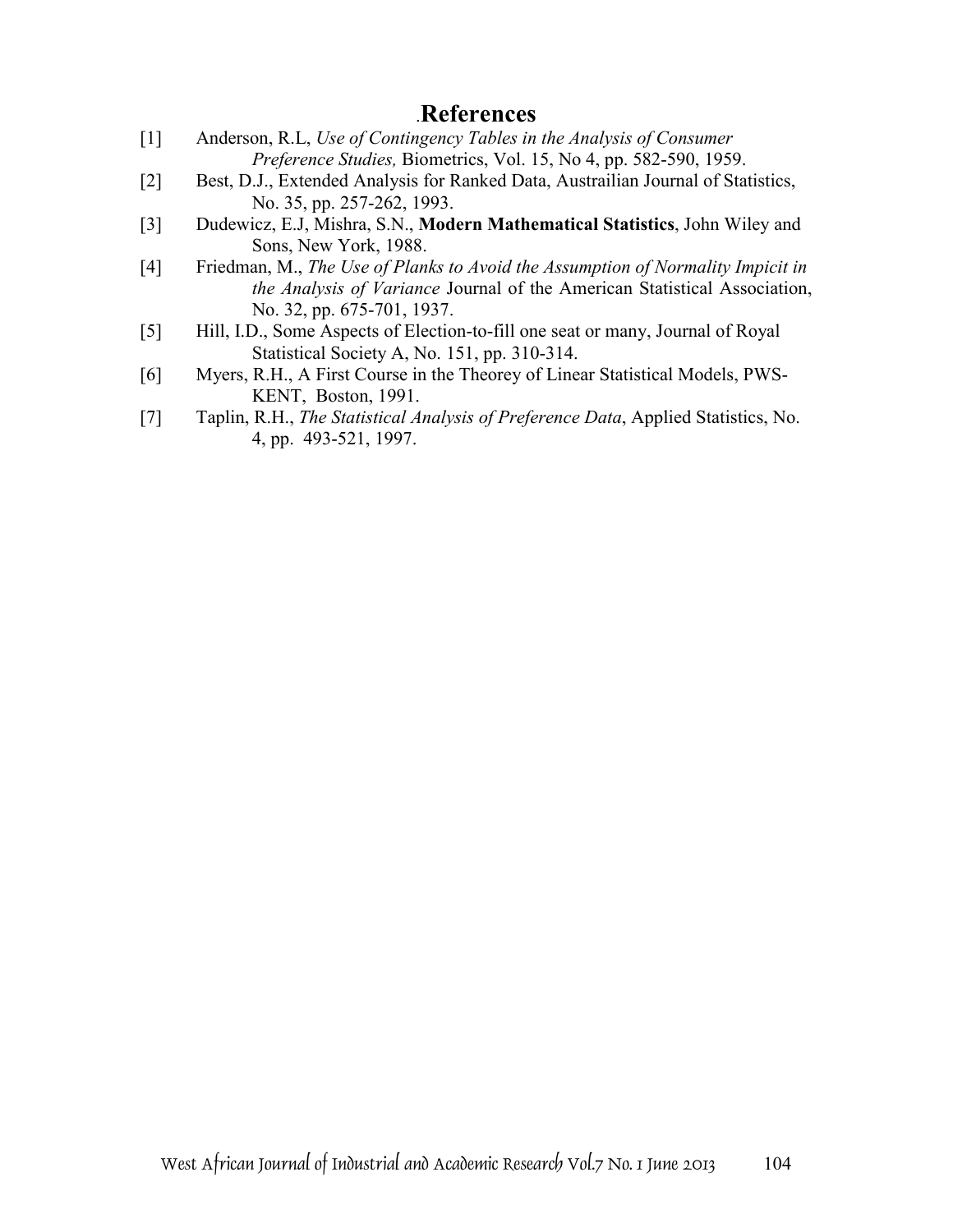# .References

[1] Anderson, R.L, *Use of Contingency Tables in the Analysis of Consumer Preference Studies,* Biometrics, Vol. 15, No 4, pp. 582-590, 1959.

[2] Best, D.J., Extended Analysis for Ranked Data, Austrailian Journal of Statistics, No. 35, pp. 257-262, 1993.

[3] Dudewicz, E.J, Mishra, S.N., **Modern Mathematical Statistics**, John Wiley and Sons, New York, 1988.

[4] Friedman, M., *The Use of Planks to Avoid the Assumption of Normality Impicit in the Analysis of Variance* Journal of the American Statistical Association, No. 32, pp. 675-701, 1937.

[5] Hill, I.D., Some Aspects of Election-to-fill one seat or many, Journal of Royal Statistical Society A, No. 151, pp. 310-314.

[6] Myers, R.H., A First Course in the Theorey of Linear Statistical Models, PWS-KENT, Boston, 1991.

[7] Taplin, R.H., *The Statistical Analysis of Preference Data*, Applied Statistics, No. 4, pp. 493-521, 1997.